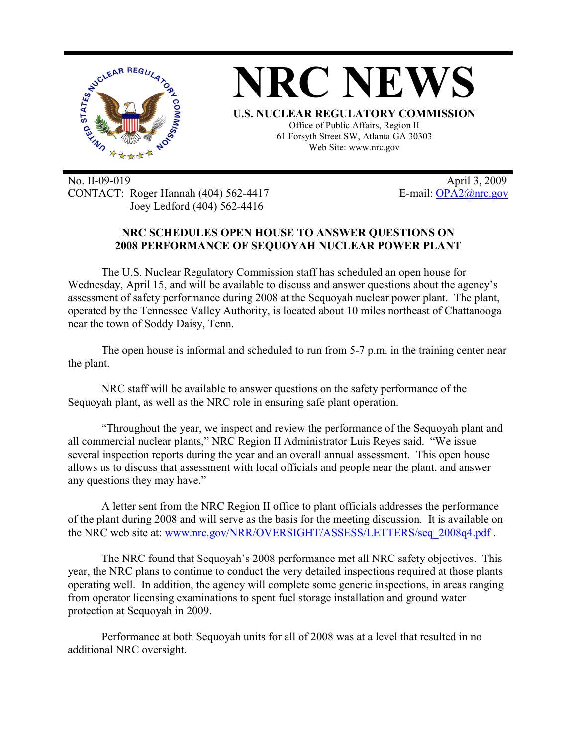# NRC NEWS

**U.S. NUCLEAR REGULATORY COMMISSION**

Office of Public Affairs, Region II
61 Forsyth Street SW, Atlanta GA 30303
Web Site: www.nrc.gov

No. II-09-019
April 3, 2009

CONTACT: Roger Hannah (404) 562-4417
Joey Ledford (404) 562-4416

E-mail: OPA2@nrc.gov

## NRC SCHEDULES OPEN HOUSE TO ANSWER QUESTIONS ON 2008 PERFORMANCE OF SEQUOYAH NUCLEAR POWER PLANT

The U.S. Nuclear Regulatory Commission staff has scheduled an open house for Wednesday, April 15, and will be available to discuss and answer questions about the agency's assessment of safety performance during 2008 at the Sequoyah nuclear power plant. The plant, operated by the Tennessee Valley Authority, is located about 10 miles northeast of Chattanooga near the town of Soddy Daisy, Tenn.

The open house is informal and scheduled to run from 5-7 p.m. in the training center near the plant.

NRC staff will be available to answer questions on the safety performance of the Sequoyah plant, as well as the NRC role in ensuring safe plant operation.

"Throughout the year, we inspect and review the performance of the Sequoyah plant and all commercial nuclear plants," NRC Region II Administrator Luis Reyes said. "We issue several inspection reports during the year and an overall annual assessment. This open house allows us to discuss that assessment with local officials and people near the plant, and answer any questions they may have."

A letter sent from the NRC Region II office to plant officials addresses the performance of the plant during 2008 and will serve as the basis for the meeting discussion. It is available on the NRC web site at: www.nrc.gov/NRR/OVERSIGHT/ASSESS/LETTERS/seq_2008q4.pdf .

The NRC found that Sequoyah's 2008 performance met all NRC safety objectives. This year, the NRC plans to continue to conduct the very detailed inspections required at those plants operating well. In addition, the agency will complete some generic inspections, in areas ranging from operator licensing examinations to spent fuel storage installation and ground water protection at Sequoyah in 2009.

Performance at both Sequoyah units for all of 2008 was at a level that resulted in no additional NRC oversight.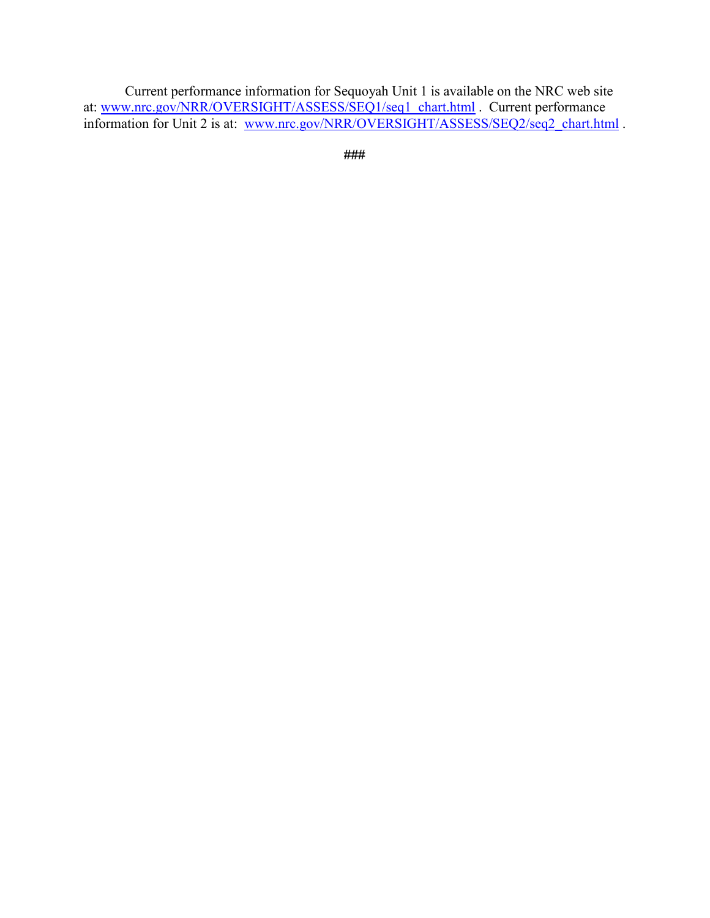Current performance information for Sequoyah Unit 1 is available on the NRC web site at: www.nrc.gov/NRR/OVERSIGHT/ASSESS/SEQ1/seq1_chart.html . Current performance information for Unit 2 is at: www.nrc.gov/NRR/OVERSIGHT/ASSESS/SEQ2/seq2_chart.html .

###